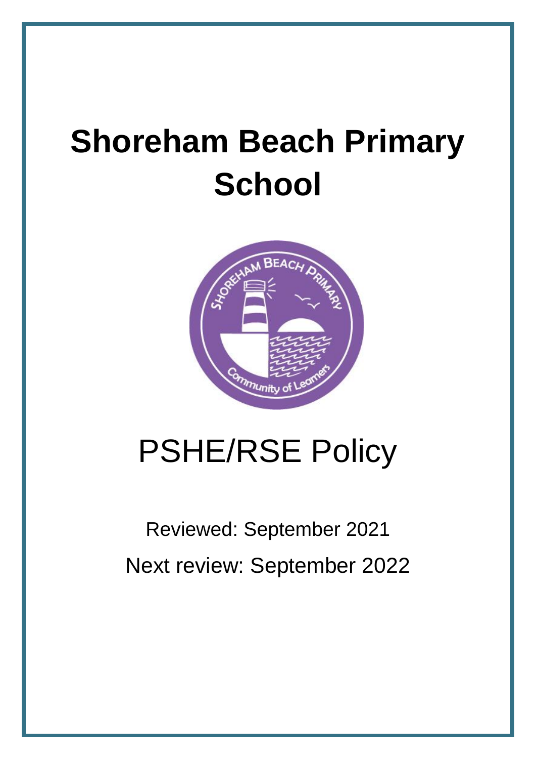# Shoreham Beach Primary School

# PSHE/RSE Policy

Reviewed: September 2021

Next review: September 2022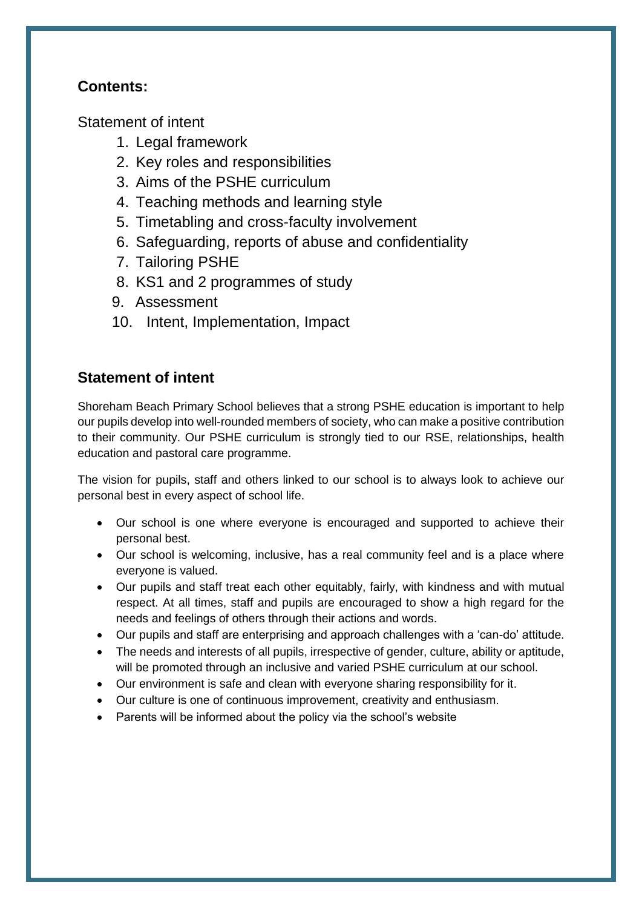## Contents:

Statement of intent

1. Legal framework
2. Key roles and responsibilities
3. Aims of the PSHE curriculum
4. Teaching methods and learning style
5. Timetabling and cross-faculty involvement
6. Safeguarding, reports of abuse and confidentiality
7. Tailoring PSHE
8. KS1 and 2 programmes of study
9. Assessment
10. Intent, Implementation, Impact

## Statement of intent

Shoreham Beach Primary School believes that a strong PSHE education is important to help our pupils develop into well-rounded members of society, who can make a positive contribution to their community. Our PSHE curriculum is strongly tied to our RSE, relationships, health education and pastoral care programme.

The vision for pupils, staff and others linked to our school is to always look to achieve our personal best in every aspect of school life.

- Our school is one where everyone is encouraged and supported to achieve their personal best.
- Our school is welcoming, inclusive, has a real community feel and is a place where everyone is valued.
- Our pupils and staff treat each other equitably, fairly, with kindness and with mutual respect. At all times, staff and pupils are encouraged to show a high regard for the needs and feelings of others through their actions and words.
- Our pupils and staff are enterprising and approach challenges with a 'can-do' attitude.
- The needs and interests of all pupils, irrespective of gender, culture, ability or aptitude, will be promoted through an inclusive and varied PSHE curriculum at our school.
- Our environment is safe and clean with everyone sharing responsibility for it.
- Our culture is one of continuous improvement, creativity and enthusiasm.
- Parents will be informed about the policy via the school's website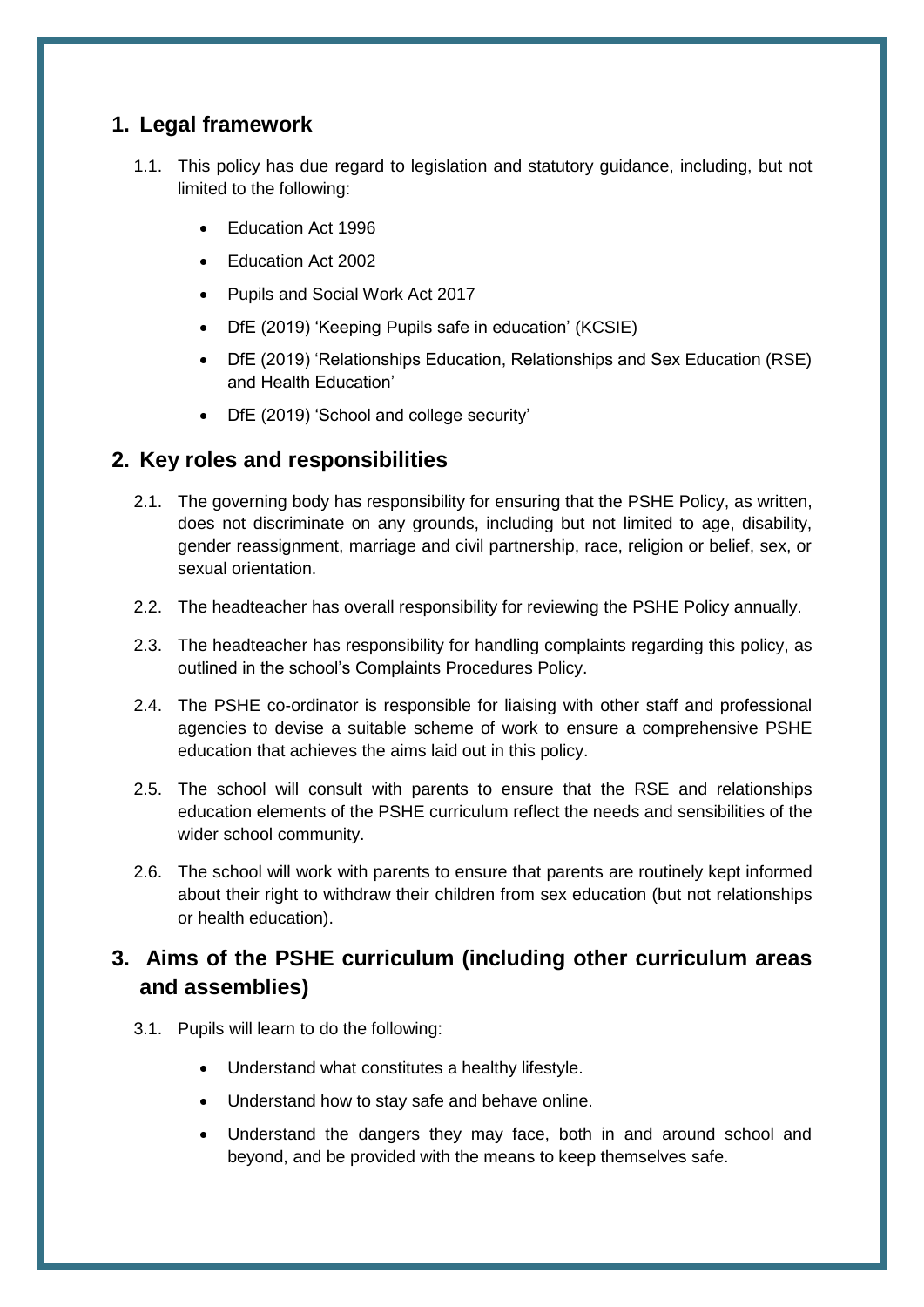## 1. Legal framework

1.1. This policy has due regard to legislation and statutory guidance, including, but not limited to the following:

- Education Act 1996
- Education Act 2002
- Pupils and Social Work Act 2017
- DfE (2019) 'Keeping Pupils safe in education' (KCSIE)
- DfE (2019) 'Relationships Education, Relationships and Sex Education (RSE) and Health Education'
- DfE (2019) 'School and college security'

## 2. Key roles and responsibilities

2.1. The governing body has responsibility for ensuring that the PSHE Policy, as written, does not discriminate on any grounds, including but not limited to age, disability, gender reassignment, marriage and civil partnership, race, religion or belief, sex, or sexual orientation.

2.2. The headteacher has overall responsibility for reviewing the PSHE Policy annually.

2.3. The headteacher has responsibility for handling complaints regarding this policy, as outlined in the school's Complaints Procedures Policy.

2.4. The PSHE co-ordinator is responsible for liaising with other staff and professional agencies to devise a suitable scheme of work to ensure a comprehensive PSHE education that achieves the aims laid out in this policy.

2.5. The school will consult with parents to ensure that the RSE and relationships education elements of the PSHE curriculum reflect the needs and sensibilities of the wider school community.

2.6. The school will work with parents to ensure that parents are routinely kept informed about their right to withdraw their children from sex education (but not relationships or health education).

## 3. Aims of the PSHE curriculum (including other curriculum areas and assemblies)

3.1. Pupils will learn to do the following:

- Understand what constitutes a healthy lifestyle.
- Understand how to stay safe and behave online.
- Understand the dangers they may face, both in and around school and beyond, and be provided with the means to keep themselves safe.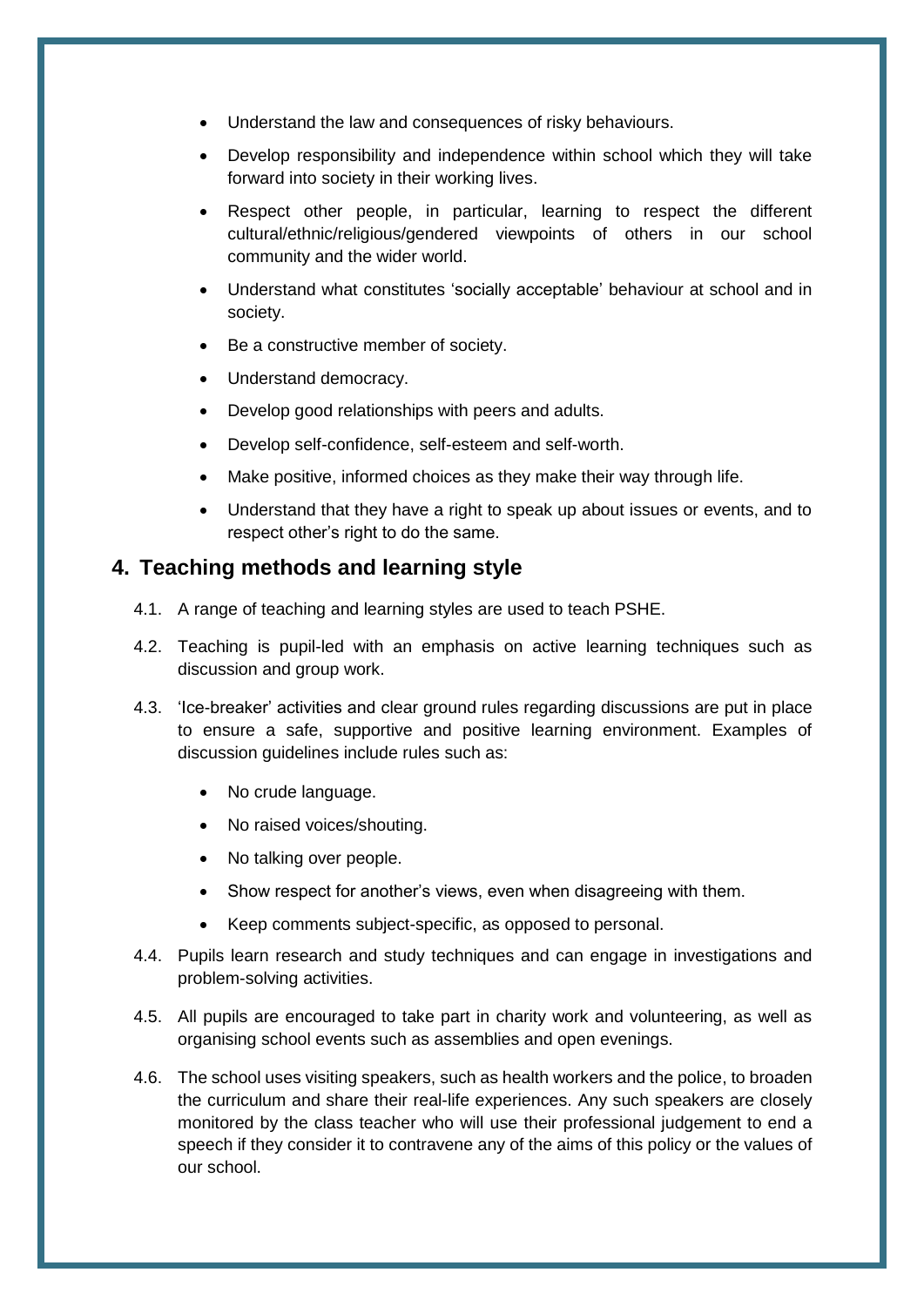- Understand the law and consequences of risky behaviours.
- Develop responsibility and independence within school which they will take forward into society in their working lives.
- Respect other people, in particular, learning to respect the different cultural/ethnic/religious/gendered viewpoints of others in our school community and the wider world.
- Understand what constitutes 'socially acceptable' behaviour at school and in society.
- Be a constructive member of society.
- Understand democracy.
- Develop good relationships with peers and adults.
- Develop self-confidence, self-esteem and self-worth.
- Make positive, informed choices as they make their way through life.
- Understand that they have a right to speak up about issues or events, and to respect other's right to do the same.

## 4. Teaching methods and learning style

4.1. A range of teaching and learning styles are used to teach PSHE.

4.2. Teaching is pupil-led with an emphasis on active learning techniques such as discussion and group work.

4.3. 'Ice-breaker' activities and clear ground rules regarding discussions are put in place to ensure a safe, supportive and positive learning environment. Examples of discussion guidelines include rules such as:

- No crude language.
- No raised voices/shouting.
- No talking over people.
- Show respect for another's views, even when disagreeing with them.
- Keep comments subject-specific, as opposed to personal.

4.4. Pupils learn research and study techniques and can engage in investigations and problem-solving activities.

4.5. All pupils are encouraged to take part in charity work and volunteering, as well as organising school events such as assemblies and open evenings.

4.6. The school uses visiting speakers, such as health workers and the police, to broaden the curriculum and share their real-life experiences. Any such speakers are closely monitored by the class teacher who will use their professional judgement to end a speech if they consider it to contravene any of the aims of this policy or the values of our school.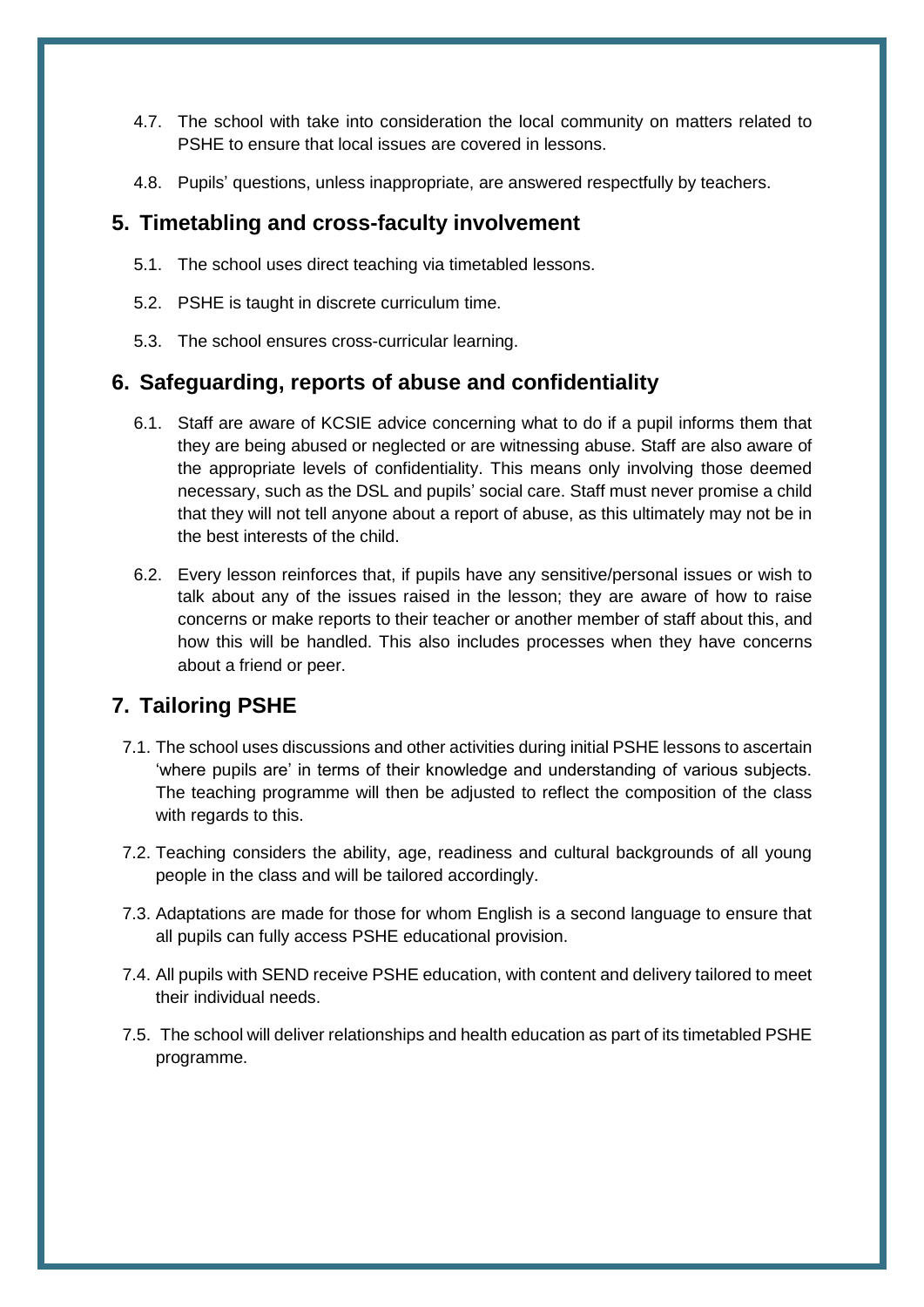4.7. The school with take into consideration the local community on matters related to PSHE to ensure that local issues are covered in lessons.

4.8. Pupils' questions, unless inappropriate, are answered respectfully by teachers.

## 5. Timetabling and cross-faculty involvement

5.1. The school uses direct teaching via timetabled lessons.

5.2. PSHE is taught in discrete curriculum time.

5.3. The school ensures cross-curricular learning.

## 6. Safeguarding, reports of abuse and confidentiality

6.1. Staff are aware of KCSIE advice concerning what to do if a pupil informs them that they are being abused or neglected or are witnessing abuse. Staff are also aware of the appropriate levels of confidentiality. This means only involving those deemed necessary, such as the DSL and pupils' social care. Staff must never promise a child that they will not tell anyone about a report of abuse, as this ultimately may not be in the best interests of the child.

6.2. Every lesson reinforces that, if pupils have any sensitive/personal issues or wish to talk about any of the issues raised in the lesson; they are aware of how to raise concerns or make reports to their teacher or another member of staff about this, and how this will be handled. This also includes processes when they have concerns about a friend or peer.

## 7. Tailoring PSHE

7.1. The school uses discussions and other activities during initial PSHE lessons to ascertain 'where pupils are' in terms of their knowledge and understanding of various subjects. The teaching programme will then be adjusted to reflect the composition of the class with regards to this.

7.2. Teaching considers the ability, age, readiness and cultural backgrounds of all young people in the class and will be tailored accordingly.

7.3. Adaptations are made for those for whom English is a second language to ensure that all pupils can fully access PSHE educational provision.

7.4. All pupils with SEND receive PSHE education, with content and delivery tailored to meet their individual needs.

7.5. The school will deliver relationships and health education as part of its timetabled PSHE programme.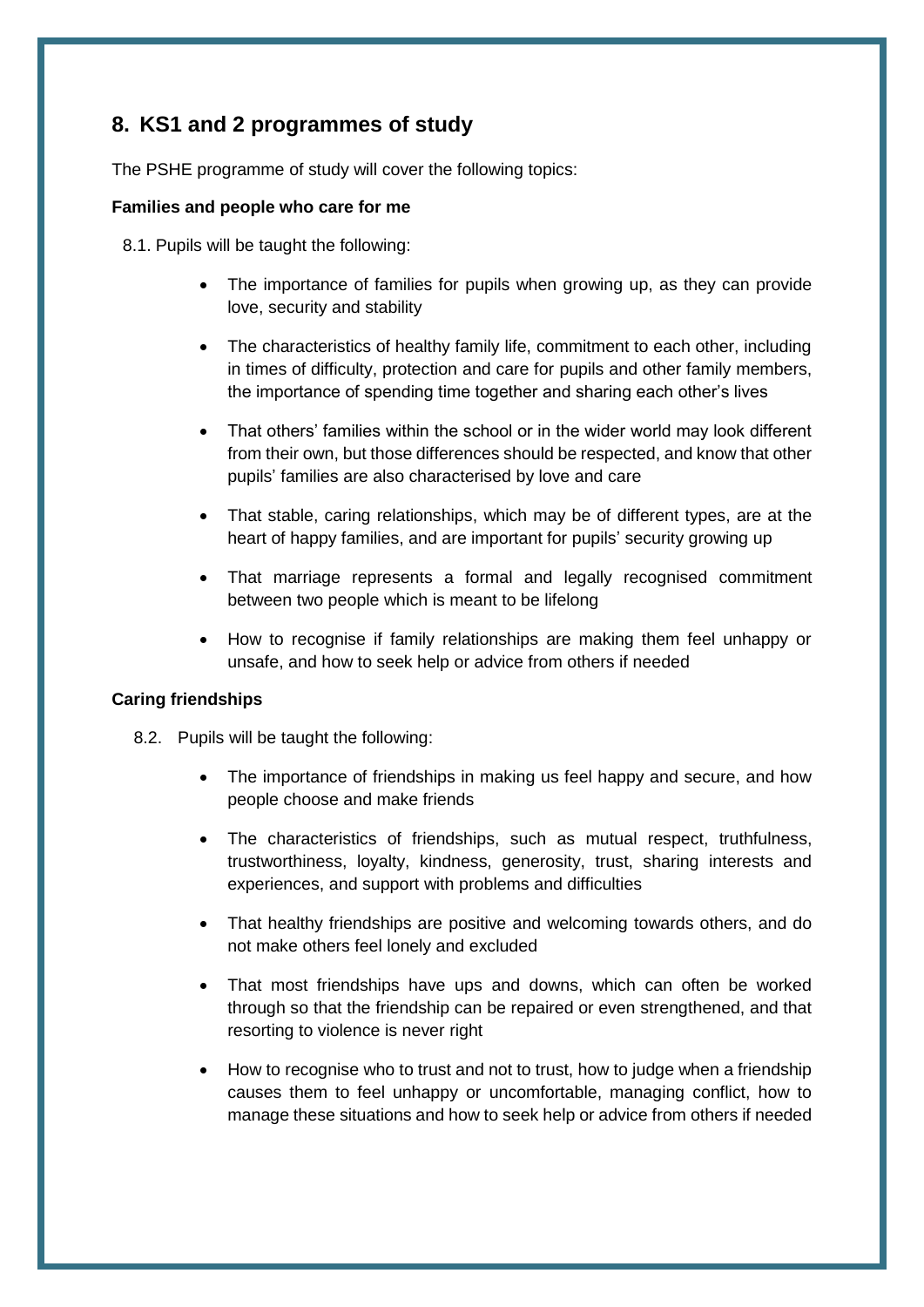## 8. KS1 and 2 programmes of study

The PSHE programme of study will cover the following topics:

**Families and people who care for me**

8.1. Pupils will be taught the following:

- The importance of families for pupils when growing up, as they can provide love, security and stability
- The characteristics of healthy family life, commitment to each other, including in times of difficulty, protection and care for pupils and other family members, the importance of spending time together and sharing each other's lives
- That others' families within the school or in the wider world may look different from their own, but those differences should be respected, and know that other pupils' families are also characterised by love and care
- That stable, caring relationships, which may be of different types, are at the heart of happy families, and are important for pupils' security growing up
- That marriage represents a formal and legally recognised commitment between two people which is meant to be lifelong
- How to recognise if family relationships are making them feel unhappy or unsafe, and how to seek help or advice from others if needed

**Caring friendships**

8.2. Pupils will be taught the following:

- The importance of friendships in making us feel happy and secure, and how people choose and make friends
- The characteristics of friendships, such as mutual respect, truthfulness, trustworthiness, loyalty, kindness, generosity, trust, sharing interests and experiences, and support with problems and difficulties
- That healthy friendships are positive and welcoming towards others, and do not make others feel lonely and excluded
- That most friendships have ups and downs, which can often be worked through so that the friendship can be repaired or even strengthened, and that resorting to violence is never right
- How to recognise who to trust and not to trust, how to judge when a friendship causes them to feel unhappy or uncomfortable, managing conflict, how to manage these situations and how to seek help or advice from others if needed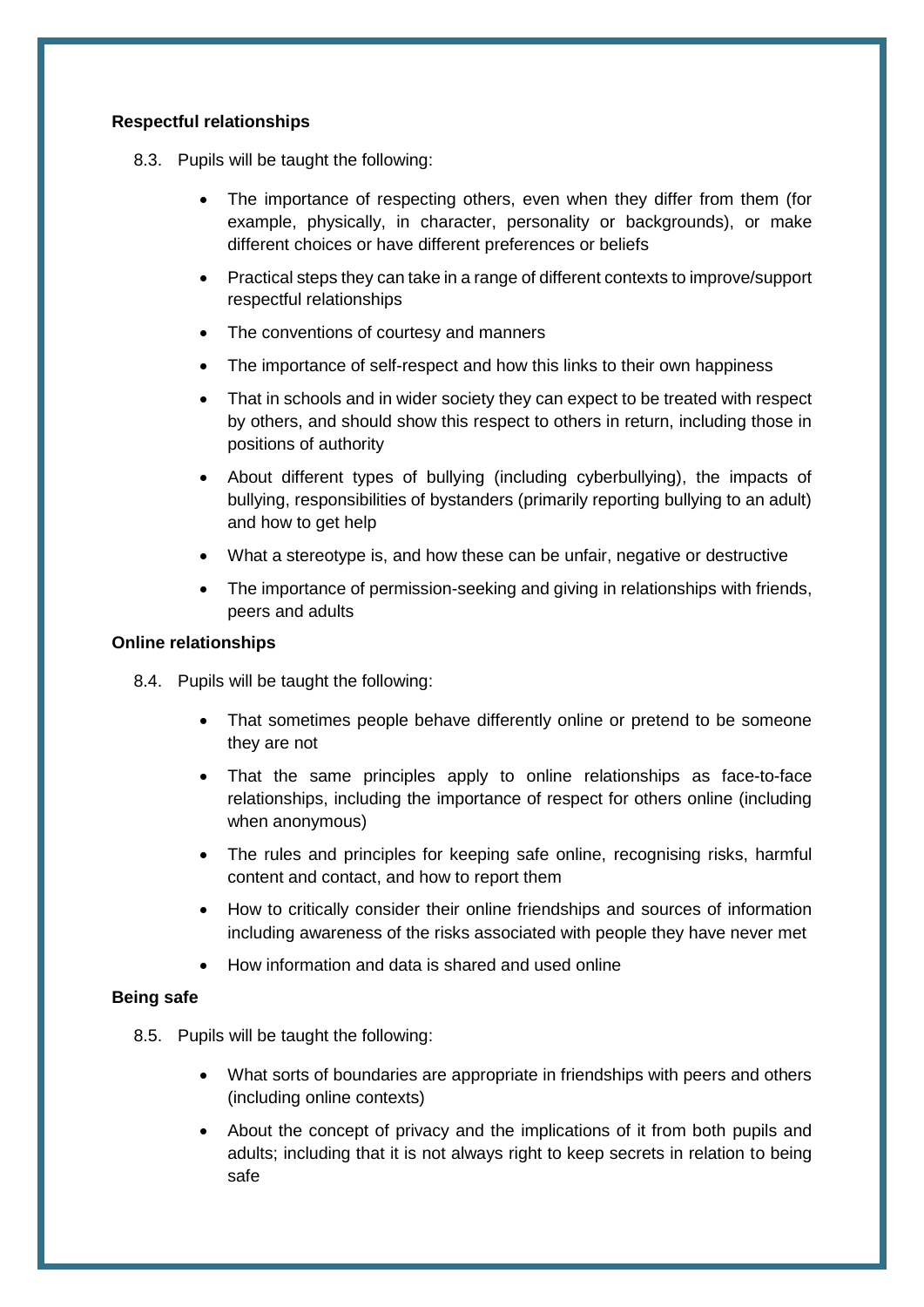**Respectful relationships**

8.3. Pupils will be taught the following:

- The importance of respecting others, even when they differ from them (for example, physically, in character, personality or backgrounds), or make different choices or have different preferences or beliefs
- Practical steps they can take in a range of different contexts to improve/support respectful relationships
- The conventions of courtesy and manners
- The importance of self-respect and how this links to their own happiness
- That in schools and in wider society they can expect to be treated with respect by others, and should show this respect to others in return, including those in positions of authority
- About different types of bullying (including cyberbullying), the impacts of bullying, responsibilities of bystanders (primarily reporting bullying to an adult) and how to get help
- What a stereotype is, and how these can be unfair, negative or destructive
- The importance of permission-seeking and giving in relationships with friends, peers and adults

**Online relationships**

8.4. Pupils will be taught the following:

- That sometimes people behave differently online or pretend to be someone they are not
- That the same principles apply to online relationships as face-to-face relationships, including the importance of respect for others online (including when anonymous)
- The rules and principles for keeping safe online, recognising risks, harmful content and contact, and how to report them
- How to critically consider their online friendships and sources of information including awareness of the risks associated with people they have never met
- How information and data is shared and used online

**Being safe**

8.5. Pupils will be taught the following:

- What sorts of boundaries are appropriate in friendships with peers and others (including online contexts)
- About the concept of privacy and the implications of it from both pupils and adults; including that it is not always right to keep secrets in relation to being safe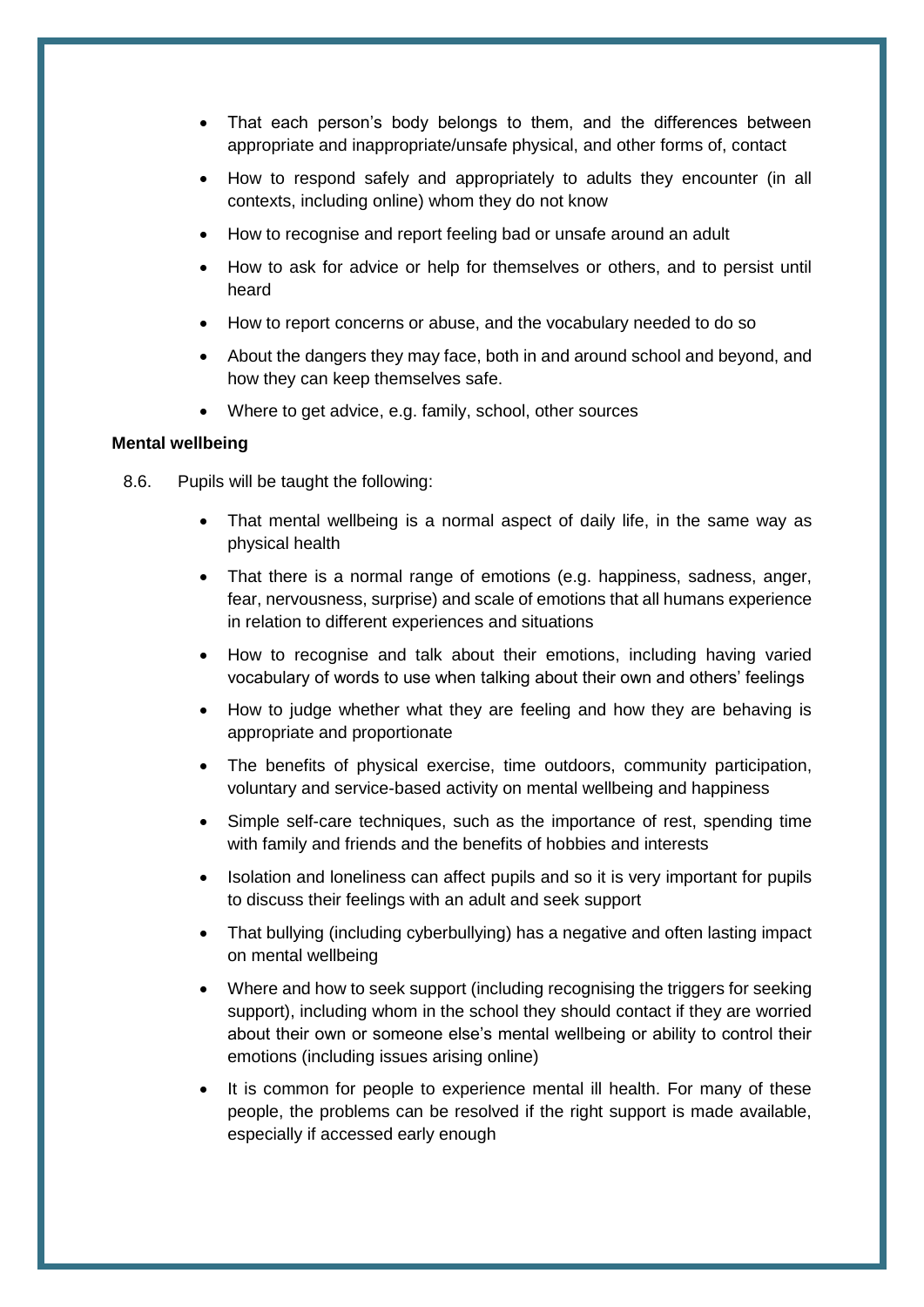- That each person's body belongs to them, and the differences between appropriate and inappropriate/unsafe physical, and other forms of, contact
- How to respond safely and appropriately to adults they encounter (in all contexts, including online) whom they do not know
- How to recognise and report feeling bad or unsafe around an adult
- How to ask for advice or help for themselves or others, and to persist until heard
- How to report concerns or abuse, and the vocabulary needed to do so
- About the dangers they may face, both in and around school and beyond, and how they can keep themselves safe.
- Where to get advice, e.g. family, school, other sources

**Mental wellbeing**

8.6. Pupils will be taught the following:

- That mental wellbeing is a normal aspect of daily life, in the same way as physical health
- That there is a normal range of emotions (e.g. happiness, sadness, anger, fear, nervousness, surprise) and scale of emotions that all humans experience in relation to different experiences and situations
- How to recognise and talk about their emotions, including having varied vocabulary of words to use when talking about their own and others' feelings
- How to judge whether what they are feeling and how they are behaving is appropriate and proportionate
- The benefits of physical exercise, time outdoors, community participation, voluntary and service-based activity on mental wellbeing and happiness
- Simple self-care techniques, such as the importance of rest, spending time with family and friends and the benefits of hobbies and interests
- Isolation and loneliness can affect pupils and so it is very important for pupils to discuss their feelings with an adult and seek support
- That bullying (including cyberbullying) has a negative and often lasting impact on mental wellbeing
- Where and how to seek support (including recognising the triggers for seeking support), including whom in the school they should contact if they are worried about their own or someone else's mental wellbeing or ability to control their emotions (including issues arising online)
- It is common for people to experience mental ill health. For many of these people, the problems can be resolved if the right support is made available, especially if accessed early enough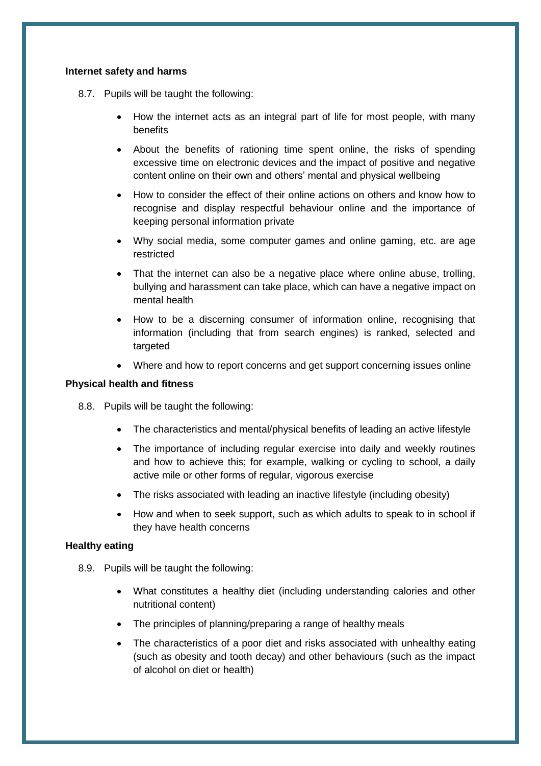**Internet safety and harms**

8.7. Pupils will be taught the following:

- How the internet acts as an integral part of life for most people, with many benefits
- About the benefits of rationing time spent online, the risks of spending excessive time on electronic devices and the impact of positive and negative content online on their own and others' mental and physical wellbeing
- How to consider the effect of their online actions on others and know how to recognise and display respectful behaviour online and the importance of keeping personal information private
- Why social media, some computer games and online gaming, etc. are age restricted
- That the internet can also be a negative place where online abuse, trolling, bullying and harassment can take place, which can have a negative impact on mental health
- How to be a discerning consumer of information online, recognising that information (including that from search engines) is ranked, selected and targeted
- Where and how to report concerns and get support concerning issues online

**Physical health and fitness**

8.8. Pupils will be taught the following:

- The characteristics and mental/physical benefits of leading an active lifestyle
- The importance of including regular exercise into daily and weekly routines and how to achieve this; for example, walking or cycling to school, a daily active mile or other forms of regular, vigorous exercise
- The risks associated with leading an inactive lifestyle (including obesity)
- How and when to seek support, such as which adults to speak to in school if they have health concerns

**Healthy eating**

8.9. Pupils will be taught the following:

- What constitutes a healthy diet (including understanding calories and other nutritional content)
- The principles of planning/preparing a range of healthy meals
- The characteristics of a poor diet and risks associated with unhealthy eating (such as obesity and tooth decay) and other behaviours (such as the impact of alcohol on diet or health)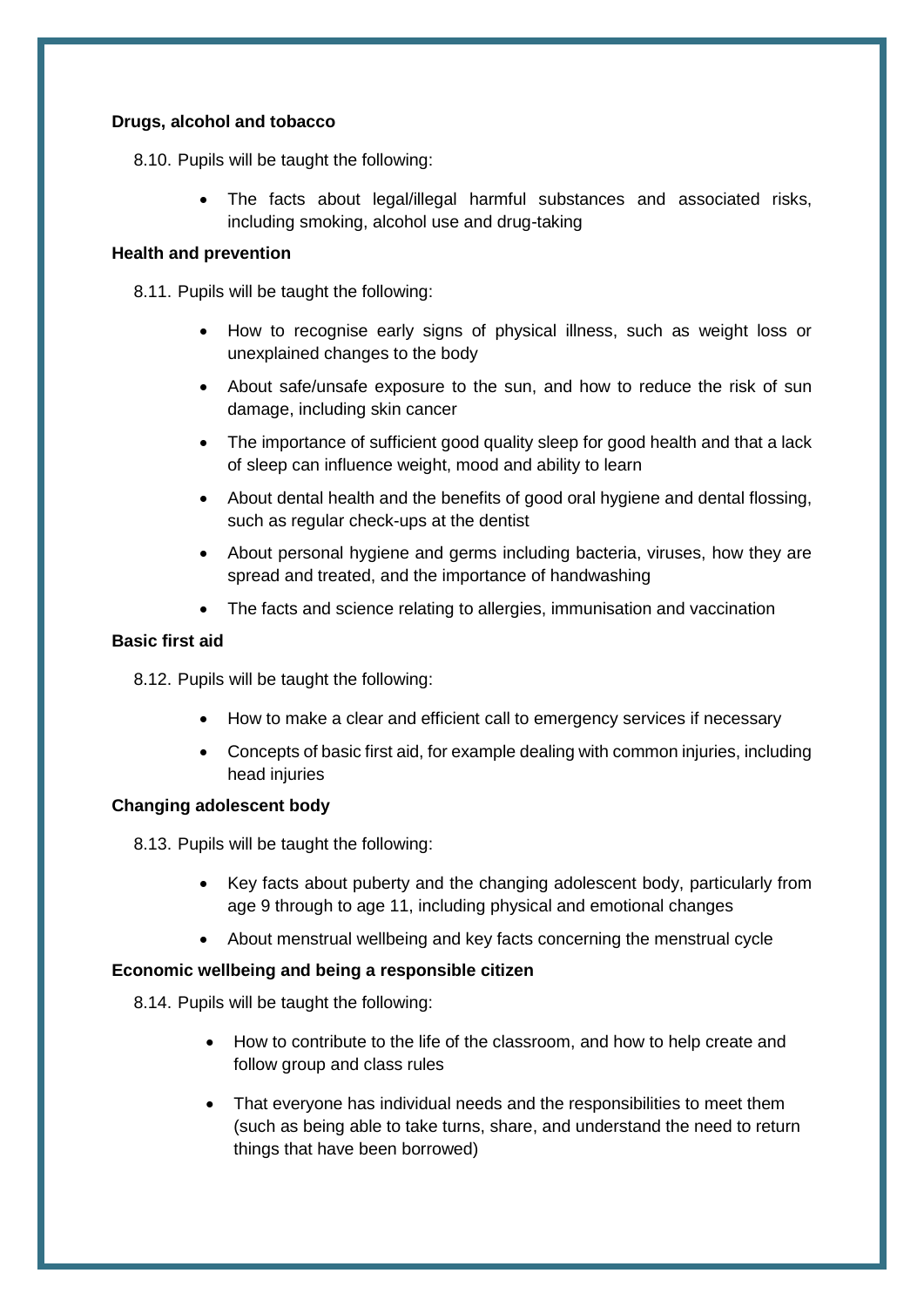**Drugs, alcohol and tobacco**

8.10. Pupils will be taught the following:

- The facts about legal/illegal harmful substances and associated risks, including smoking, alcohol use and drug-taking

**Health and prevention**

8.11. Pupils will be taught the following:

- How to recognise early signs of physical illness, such as weight loss or unexplained changes to the body
- About safe/unsafe exposure to the sun, and how to reduce the risk of sun damage, including skin cancer
- The importance of sufficient good quality sleep for good health and that a lack of sleep can influence weight, mood and ability to learn
- About dental health and the benefits of good oral hygiene and dental flossing, such as regular check-ups at the dentist
- About personal hygiene and germs including bacteria, viruses, how they are spread and treated, and the importance of handwashing
- The facts and science relating to allergies, immunisation and vaccination

**Basic first aid**

8.12. Pupils will be taught the following:

- How to make a clear and efficient call to emergency services if necessary
- Concepts of basic first aid, for example dealing with common injuries, including head injuries

**Changing adolescent body**

8.13. Pupils will be taught the following:

- Key facts about puberty and the changing adolescent body, particularly from age 9 through to age 11, including physical and emotional changes
- About menstrual wellbeing and key facts concerning the menstrual cycle

**Economic wellbeing and being a responsible citizen**

8.14. Pupils will be taught the following:

- How to contribute to the life of the classroom, and how to help create and follow group and class rules
- That everyone has individual needs and the responsibilities to meet them (such as being able to take turns, share, and understand the need to return things that have been borrowed)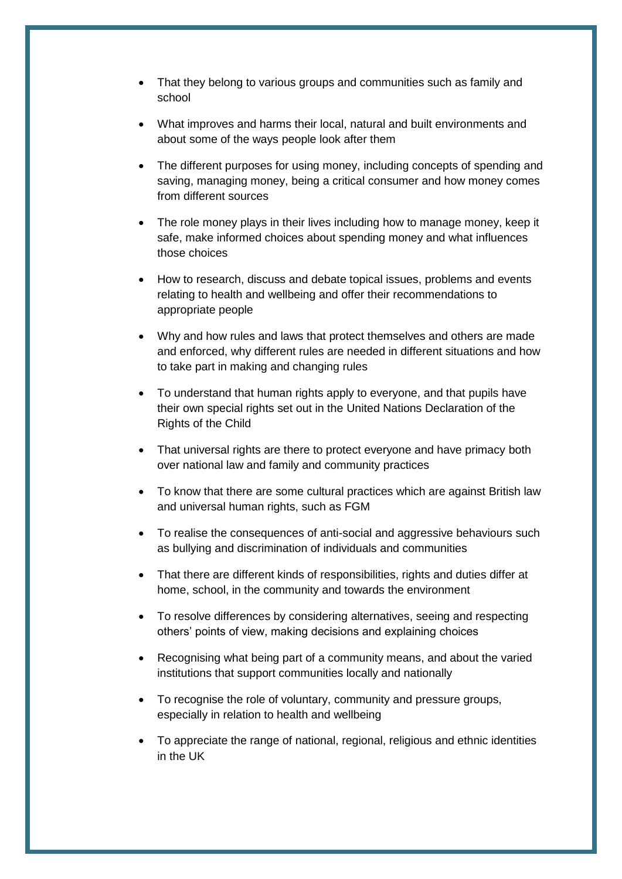- That they belong to various groups and communities such as family and school
- What improves and harms their local, natural and built environments and about some of the ways people look after them
- The different purposes for using money, including concepts of spending and saving, managing money, being a critical consumer and how money comes from different sources
- The role money plays in their lives including how to manage money, keep it safe, make informed choices about spending money and what influences those choices
- How to research, discuss and debate topical issues, problems and events relating to health and wellbeing and offer their recommendations to appropriate people
- Why and how rules and laws that protect themselves and others are made and enforced, why different rules are needed in different situations and how to take part in making and changing rules
- To understand that human rights apply to everyone, and that pupils have their own special rights set out in the United Nations Declaration of the Rights of the Child
- That universal rights are there to protect everyone and have primacy both over national law and family and community practices
- To know that there are some cultural practices which are against British law and universal human rights, such as FGM
- To realise the consequences of anti-social and aggressive behaviours such as bullying and discrimination of individuals and communities
- That there are different kinds of responsibilities, rights and duties differ at home, school, in the community and towards the environment
- To resolve differences by considering alternatives, seeing and respecting others' points of view, making decisions and explaining choices
- Recognising what being part of a community means, and about the varied institutions that support communities locally and nationally
- To recognise the role of voluntary, community and pressure groups, especially in relation to health and wellbeing
- To appreciate the range of national, regional, religious and ethnic identities in the UK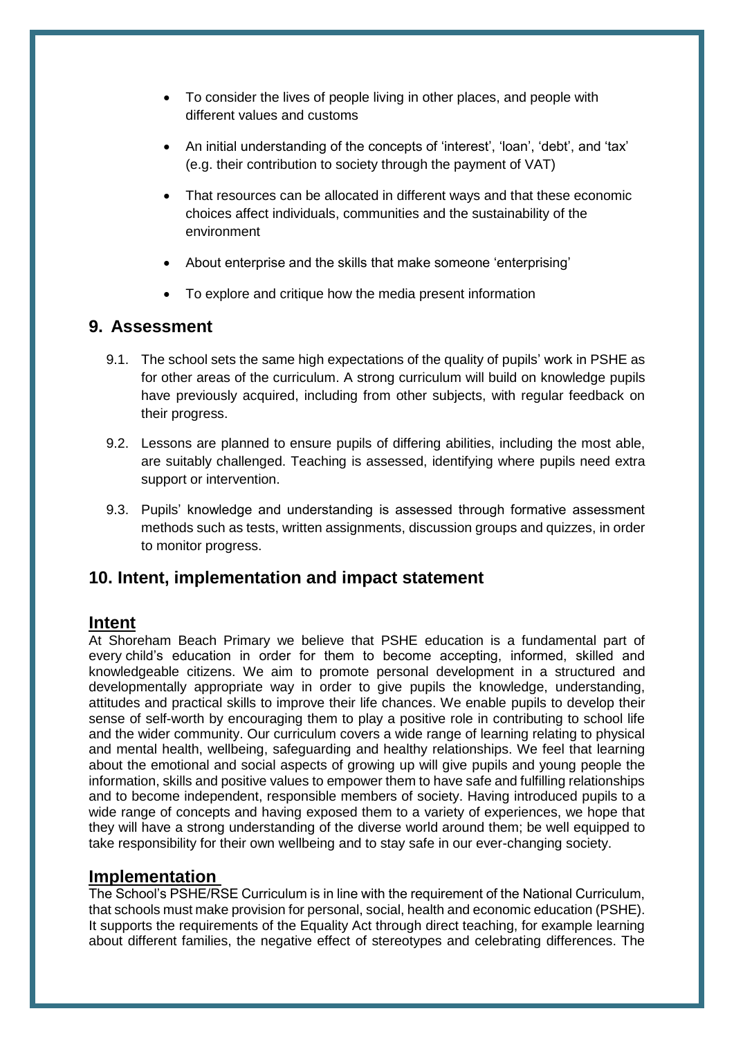- To consider the lives of people living in other places, and people with different values and customs
- An initial understanding of the concepts of 'interest', 'loan', 'debt', and 'tax' (e.g. their contribution to society through the payment of VAT)
- That resources can be allocated in different ways and that these economic choices affect individuals, communities and the sustainability of the environment
- About enterprise and the skills that make someone 'enterprising'
- To explore and critique how the media present information

## 9. Assessment

9.1. The school sets the same high expectations of the quality of pupils' work in PSHE as for other areas of the curriculum. A strong curriculum will build on knowledge pupils have previously acquired, including from other subjects, with regular feedback on their progress.

9.2. Lessons are planned to ensure pupils of differing abilities, including the most able, are suitably challenged. Teaching is assessed, identifying where pupils need extra support or intervention.

9.3. Pupils' knowledge and understanding is assessed through formative assessment methods such as tests, written assignments, discussion groups and quizzes, in order to monitor progress.

## 10. Intent, implementation and impact statement

### Intent

At Shoreham Beach Primary we believe that PSHE education is a fundamental part of every child's education in order for them to become accepting, informed, skilled and knowledgeable citizens. We aim to promote personal development in a structured and developmentally appropriate way in order to give pupils the knowledge, understanding, attitudes and practical skills to improve their life chances. We enable pupils to develop their sense of self-worth by encouraging them to play a positive role in contributing to school life and the wider community. Our curriculum covers a wide range of learning relating to physical and mental health, wellbeing, safeguarding and healthy relationships. We feel that learning about the emotional and social aspects of growing up will give pupils and young people the information, skills and positive values to empower them to have safe and fulfilling relationships and to become independent, responsible members of society. Having introduced pupils to a wide range of concepts and having exposed them to a variety of experiences, we hope that they will have a strong understanding of the diverse world around them; be well equipped to take responsibility for their own wellbeing and to stay safe in our ever-changing society.

### Implementation

The School's PSHE/RSE Curriculum is in line with the requirement of the National Curriculum, that schools must make provision for personal, social, health and economic education (PSHE). It supports the requirements of the Equality Act through direct teaching, for example learning about different families, the negative effect of stereotypes and celebrating differences. The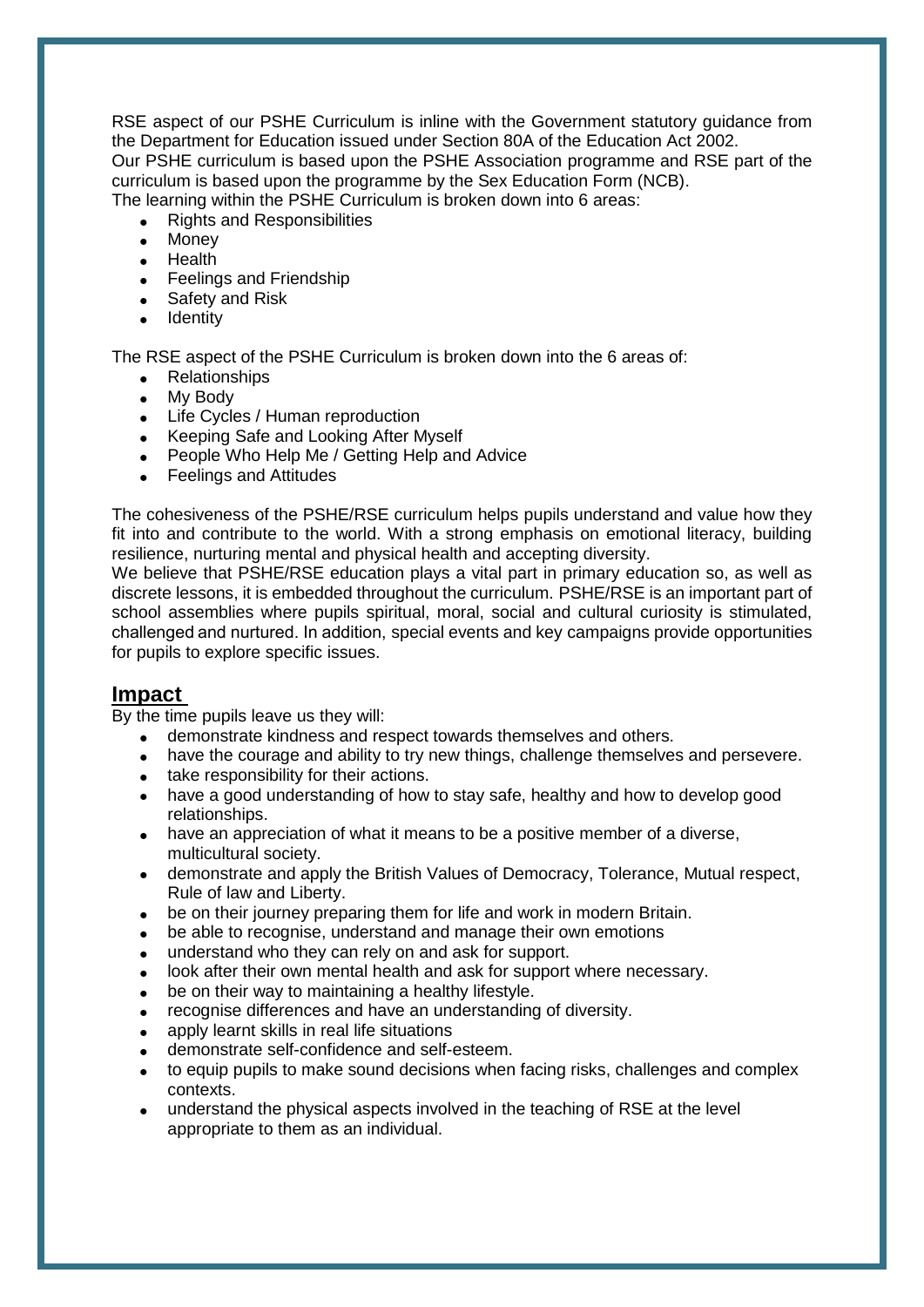RSE aspect of our PSHE Curriculum is inline with the Government statutory guidance from the Department for Education issued under Section 80A of the Education Act 2002.
Our PSHE curriculum is based upon the PSHE Association programme and RSE part of the curriculum is based upon the programme by the Sex Education Form (NCB).
The learning within the PSHE Curriculum is broken down into 6 areas:

- Rights and Responsibilities
- Money
- Health
- Feelings and Friendship
- Safety and Risk
- Identity

The RSE aspect of the PSHE Curriculum is broken down into the 6 areas of:

- Relationships
- My Body
- Life Cycles / Human reproduction
- Keeping Safe and Looking After Myself
- People Who Help Me / Getting Help and Advice
- Feelings and Attitudes

The cohesiveness of the PSHE/RSE curriculum helps pupils understand and value how they fit into and contribute to the world. With a strong emphasis on emotional literacy, building resilience, nurturing mental and physical health and accepting diversity.
We believe that PSHE/RSE education plays a vital part in primary education so, as well as discrete lessons, it is embedded throughout the curriculum. PSHE/RSE is an important part of school assemblies where pupils spiritual, moral, social and cultural curiosity is stimulated, challenged and nurtured. In addition, special events and key campaigns provide opportunities for pupils to explore specific issues.

## Impact

By the time pupils leave us they will:

- demonstrate kindness and respect towards themselves and others.
- have the courage and ability to try new things, challenge themselves and persevere.
- take responsibility for their actions.
- have a good understanding of how to stay safe, healthy and how to develop good relationships.
- have an appreciation of what it means to be a positive member of a diverse, multicultural society.
- demonstrate and apply the British Values of Democracy, Tolerance, Mutual respect, Rule of law and Liberty.
- be on their journey preparing them for life and work in modern Britain.
- be able to recognise, understand and manage their own emotions
- understand who they can rely on and ask for support.
- look after their own mental health and ask for support where necessary.
- be on their way to maintaining a healthy lifestyle.
- recognise differences and have an understanding of diversity.
- apply learnt skills in real life situations
- demonstrate self-confidence and self-esteem.
- to equip pupils to make sound decisions when facing risks, challenges and complex contexts.
- understand the physical aspects involved in the teaching of RSE at the level appropriate to them as an individual.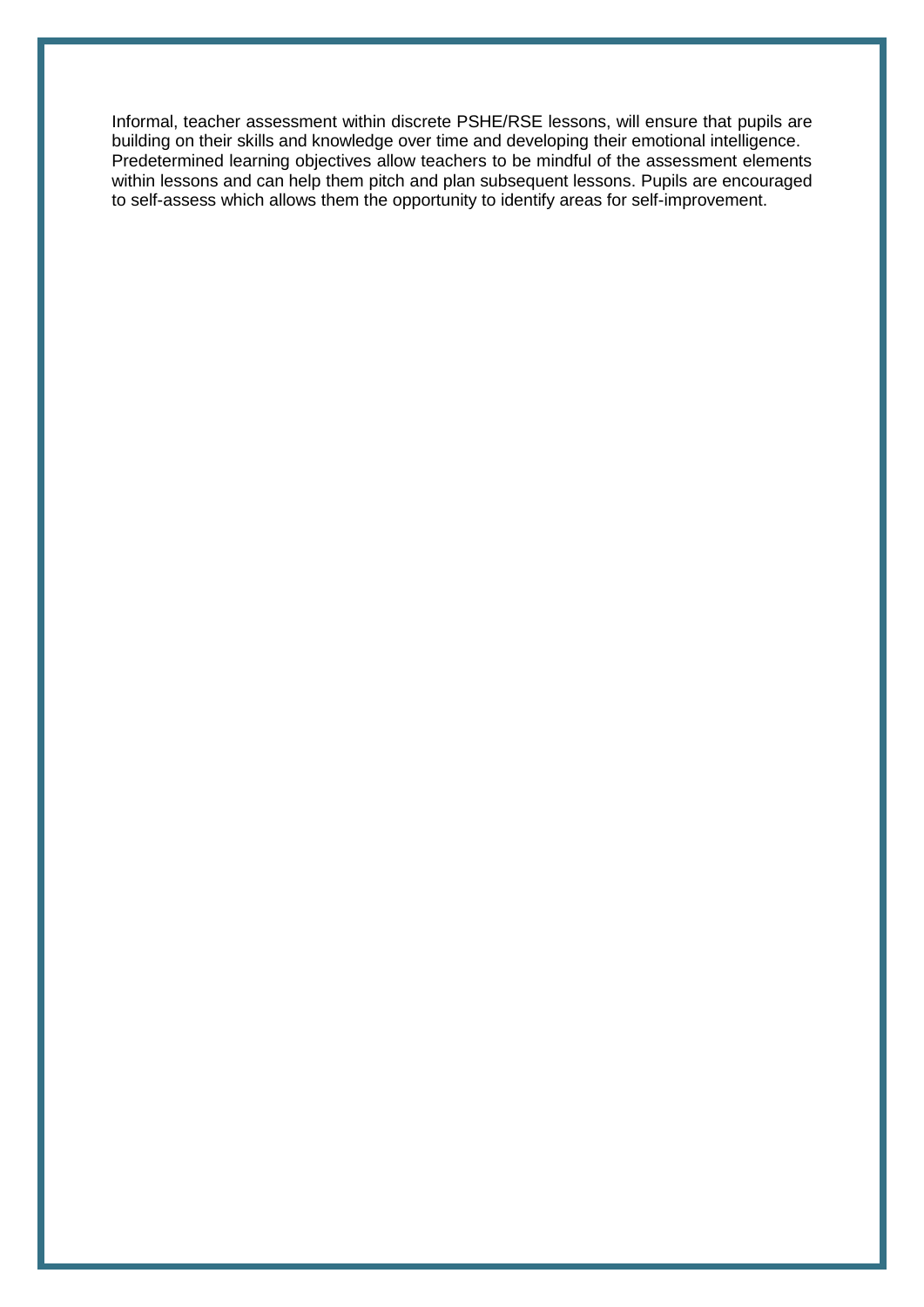Informal, teacher assessment within discrete PSHE/RSE lessons, will ensure that pupils are building on their skills and knowledge over time and developing their emotional intelligence. Predetermined learning objectives allow teachers to be mindful of the assessment elements within lessons and can help them pitch and plan subsequent lessons. Pupils are encouraged to self-assess which allows them the opportunity to identify areas for self-improvement.